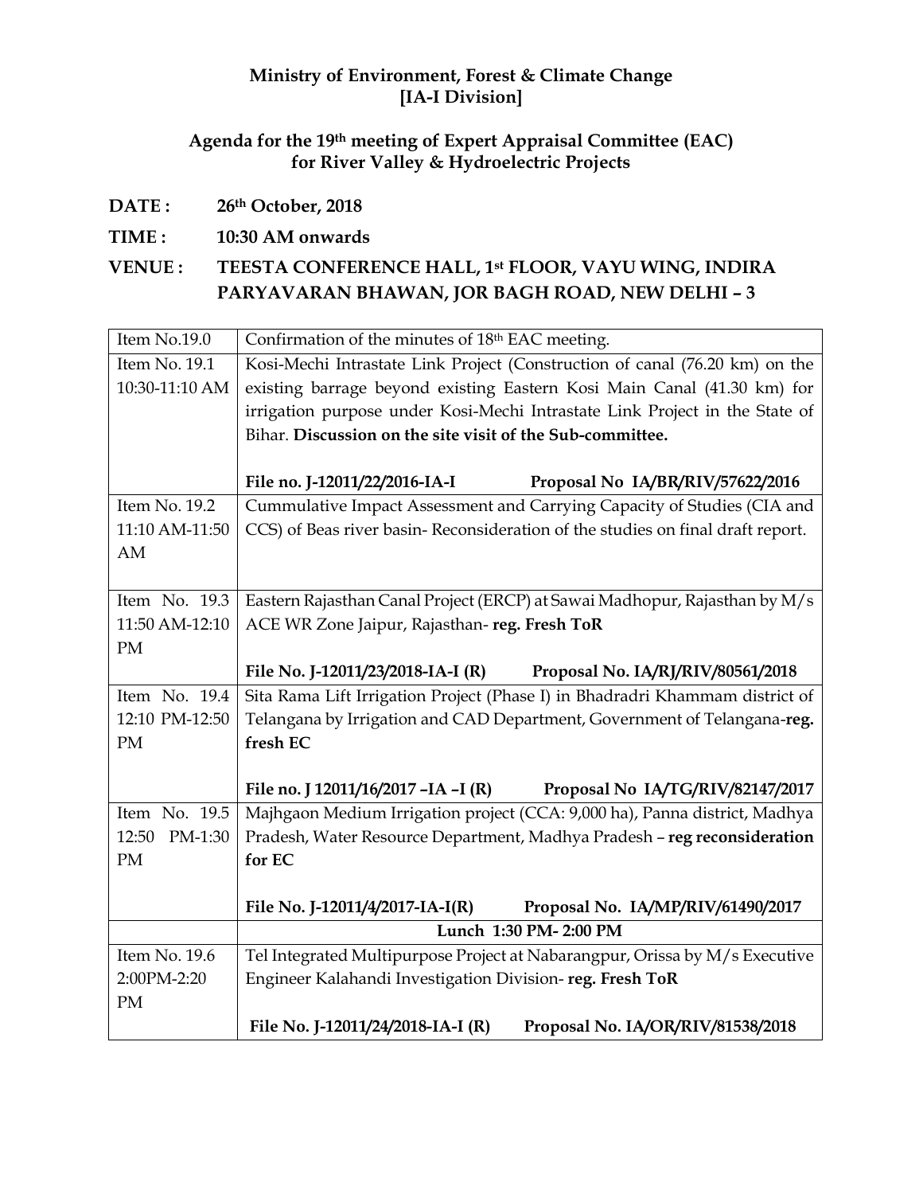**Ministry of Environment, Forest & Climate Change**
**[IA-I Division]**

**Agenda for the 19th meeting of Expert Appraisal Committee (EAC) for River Valley & Hydroelectric Projects**

**DATE :** **26th October, 2018**

**TIME :** **10:30 AM onwards**

**VENUE :** **TEESTA CONFERENCE HALL, 1st FLOOR, VAYU WING, INDIRA PARYAVARAN BHAWAN, JOR BAGH ROAD, NEW DELHI – 3**

| Item No.19.0 | Confirmation of the minutes of 18th EAC meeting. |
|---|---|
| Item No. 19.1<br>10:30-11:10 AM | Kosi-Mechi Intrastate Link Project (Construction of canal (76.20 km) on the existing barrage beyond existing Eastern Kosi Main Canal (41.30 km) for irrigation purpose under Kosi-Mechi Intrastate Link Project in the State of Bihar. **Discussion on the site visit of the Sub-committee.**<br><br>**File no. J-12011/22/2016-IA-I Proposal No IA/BR/RIV/57622/2016** |
| Item No. 19.2<br>11:10 AM-11:50 AM | Cummulative Impact Assessment and Carrying Capacity of Studies (CIA and CCS) of Beas river basin- Reconsideration of the studies on final draft report. |
| Item No. 19.3<br>11:50 AM-12:10 PM | Eastern Rajasthan Canal Project (ERCP) at Sawai Madhopur, Rajasthan by M/s ACE WR Zone Jaipur, Rajasthan- **reg. Fresh ToR**<br><br>**File No. J-12011/23/2018-IA-I (R) Proposal No. IA/RJ/RIV/80561/2018** |
| Item No. 19.4<br>12:10 PM-12:50 PM | Sita Rama Lift Irrigation Project (Phase I) in Bhadradri Khammam district of Telangana by Irrigation and CAD Department, Government of Telangana-**reg. fresh EC**<br><br>**File no. J 12011/16/2017 –IA –I (R) Proposal No IA/TG/RIV/82147/2017** |
| Item No. 19.5<br>12:50 PM-1:30 PM | Majhgaon Medium Irrigation project (CCA: 9,000 ha), Panna district, Madhya Pradesh, Water Resource Department, Madhya Pradesh – **reg reconsideration for EC**<br><br>**File No. J-12011/4/2017-IA-I(R) Proposal No. IA/MP/RIV/61490/2017** |
| | **Lunch 1:30 PM- 2:00 PM** |
| Item No. 19.6<br>2:00PM-2:20 PM | Tel Integrated Multipurpose Project at Nabarangpur, Orissa by M/s Executive Engineer Kalahandi Investigation Division- **reg. Fresh ToR**<br><br>**File No. J-12011/24/2018-IA-I (R) Proposal No. IA/OR/RIV/81538/2018** |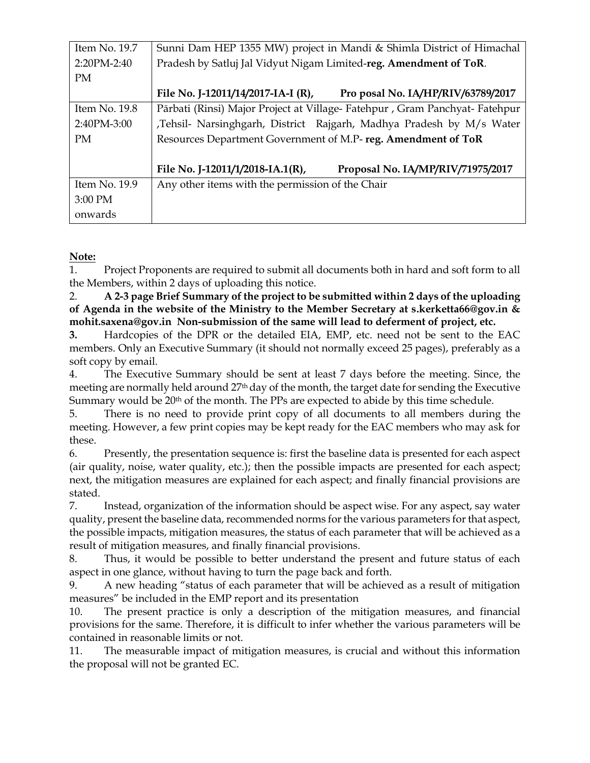| Item No. 19.7 2:20PM-2:40 PM | Sunni Dam HEP 1355 MW) project in Mandi & Shimla District of Himachal Pradesh by Satluj Jal Vidyut Nigam Limited-**reg. Amendment of ToR**.<br><br>**File No. J-12011/14/2017-IA-I (R), Pro posal No. IA/HP/RIV/63789/2017** |
|---|---|
| Item No. 19.8 2:40PM-3:00 PM | Pārbati (Rinsi) Major Project at Village- Fatehpur , Gram Panchyat- Fatehpur ,Tehsil- Narsinghgarh, District Rajgarh, Madhya Pradesh by M/s Water Resources Department Government of M.P- **reg. Amendment of ToR**<br><br>**File No. J-12011/1/2018-IA.1(R), Proposal No. IA/MP/RIV/71975/2017** |
| Item No. 19.9 3:00 PM onwards | Any other items with the permission of the Chair |

**Note:**

1. Project Proponents are required to submit all documents both in hard and soft form to all the Members, within 2 days of uploading this notice.
2. **A 2-3 page Brief Summary of the project to be submitted within 2 days of the uploading of Agenda in the website of the Ministry to the Member Secretary at s.kerketta66@gov.in & mohit.saxena@gov.in Non-submission of the same will lead to deferment of project, etc.**
3. Hardcopies of the DPR or the detailed EIA, EMP, etc. need not be sent to the EAC members. Only an Executive Summary (it should not normally exceed 25 pages), preferably as a soft copy by email.
4. The Executive Summary should be sent at least 7 days before the meeting. Since, the meeting are normally held around 27th day of the month, the target date for sending the Executive Summary would be 20th of the month. The PPs are expected to abide by this time schedule.
5. There is no need to provide print copy of all documents to all members during the meeting. However, a few print copies may be kept ready for the EAC members who may ask for these.
6. Presently, the presentation sequence is: first the baseline data is presented for each aspect (air quality, noise, water quality, etc.); then the possible impacts are presented for each aspect; next, the mitigation measures are explained for each aspect; and finally financial provisions are stated.
7. Instead, organization of the information should be aspect wise. For any aspect, say water quality, present the baseline data, recommended norms for the various parameters for that aspect, the possible impacts, mitigation measures, the status of each parameter that will be achieved as a result of mitigation measures, and finally financial provisions.
8. Thus, it would be possible to better understand the present and future status of each aspect in one glance, without having to turn the page back and forth.
9. A new heading "status of each parameter that will be achieved as a result of mitigation measures" be included in the EMP report and its presentation
10. The present practice is only a description of the mitigation measures, and financial provisions for the same. Therefore, it is difficult to infer whether the various parameters will be contained in reasonable limits or not.
11. The measurable impact of mitigation measures, is crucial and without this information the proposal will not be granted EC.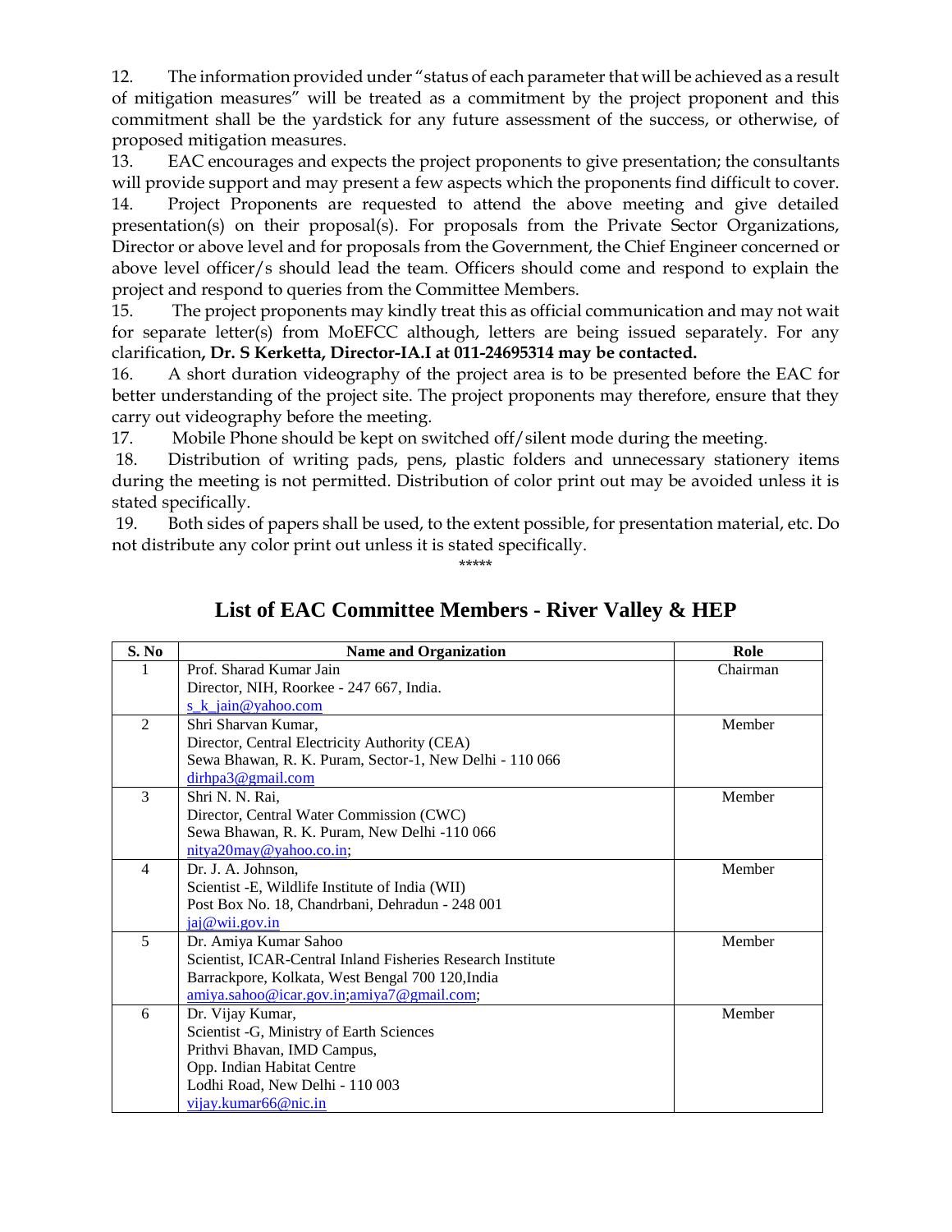12. The information provided under "status of each parameter that will be achieved as a result of mitigation measures" will be treated as a commitment by the project proponent and this commitment shall be the yardstick for any future assessment of the success, or otherwise, of proposed mitigation measures.

13. EAC encourages and expects the project proponents to give presentation; the consultants will provide support and may present a few aspects which the proponents find difficult to cover.

14. Project Proponents are requested to attend the above meeting and give detailed presentation(s) on their proposal(s). For proposals from the Private Sector Organizations, Director or above level and for proposals from the Government, the Chief Engineer concerned or above level officer/s should lead the team. Officers should come and respond to explain the project and respond to queries from the Committee Members.

15. The project proponents may kindly treat this as official communication and may not wait for separate letter(s) from MoEFCC although, letters are being issued separately. For any clarification**, Dr. S Kerketta, Director-IA.I at 011-24695314 may be contacted.**

16. A short duration videography of the project area is to be presented before the EAC for better understanding of the project site. The project proponents may therefore, ensure that they carry out videography before the meeting.

17. Mobile Phone should be kept on switched off/silent mode during the meeting.

18. Distribution of writing pads, pens, plastic folders and unnecessary stationery items during the meeting is not permitted. Distribution of color print out may be avoided unless it is stated specifically.

19. Both sides of papers shall be used, to the extent possible, for presentation material, etc. Do not distribute any color print out unless it is stated specifically.

\*\*\*\*\*

## List of EAC Committee Members - River Valley & HEP

| S. No | Name and Organization | Role |
|---|---|---|
| 1 | Prof. Sharad Kumar Jain<br>Director, NIH, Roorkee - 247 667, India.<br>s_k_jain@yahoo.com | Chairman |
| 2 | Shri Sharvan Kumar,<br>Director, Central Electricity Authority (CEA)<br>Sewa Bhawan, R. K. Puram, Sector-1, New Delhi - 110 066<br>dirhpa3@gmail.com | Member |
| 3 | Shri N. N. Rai,<br>Director, Central Water Commission (CWC)<br>Sewa Bhawan, R. K. Puram, New Delhi -110 066<br>nitya20may@yahoo.co.in; | Member |
| 4 | Dr. J. A. Johnson,<br>Scientist -E, Wildlife Institute of India (WII)<br>Post Box No. 18, Chandrbani, Dehradun - 248 001<br>jaj@wii.gov.in | Member |
| 5 | Dr. Amiya Kumar Sahoo<br>Scientist, ICAR-Central Inland Fisheries Research Institute<br>Barrackpore, Kolkata, West Bengal 700 120,India<br>amiya.sahoo@icar.gov.in;amiya7@gmail.com; | Member |
| 6 | Dr. Vijay Kumar,<br>Scientist -G, Ministry of Earth Sciences<br>Prithvi Bhavan, IMD Campus,<br>Opp. Indian Habitat Centre<br>Lodhi Road, New Delhi - 110 003<br>vijay.kumar66@nic.in | Member |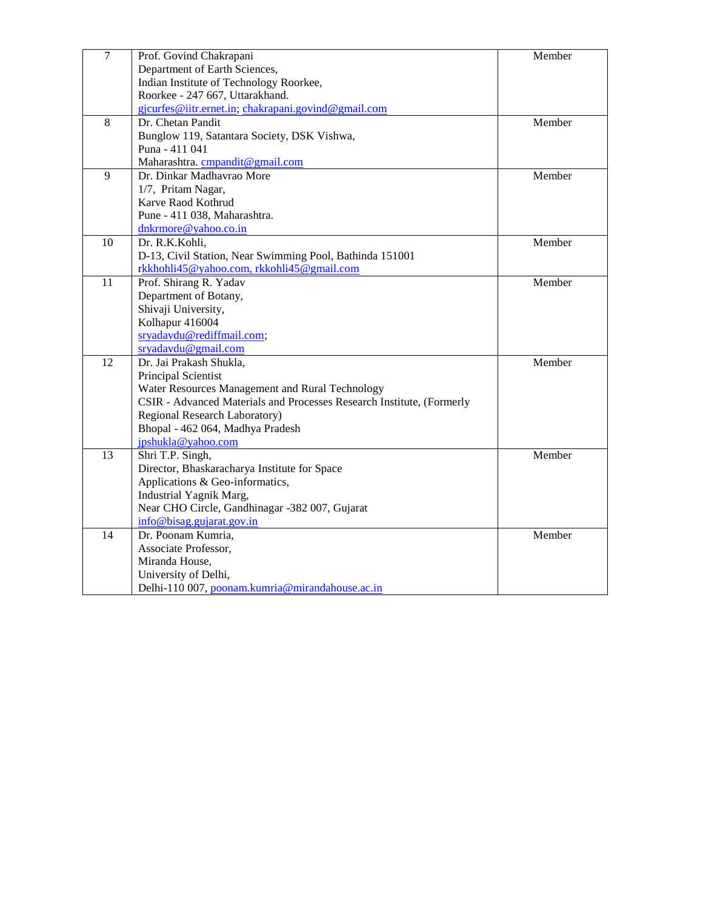| | | |
|---|---|---|
| 7 | Prof. Govind Chakrapani<br>Department of Earth Sciences,<br>Indian Institute of Technology Roorkee,<br>Roorkee - 247 667, Uttarakhand.<br>gjcurfes@iitr.ernet.in; chakrapani.govind@gmail.com | Member |
| 8 | Dr. Chetan Pandit<br>Bunglow 119, Satantara Society, DSK Vishwa,<br>Puna - 411 041<br>Maharashtra. cmpandit@gmail.com | Member |
| 9 | Dr. Dinkar Madhavrao More<br>1/7, Pritam Nagar,<br>Karve Raod Kothrud<br>Pune - 411 038, Maharashtra.<br>dnkrmore@yahoo.co.in | Member |
| 10 | Dr. R.K.Kohli,<br>D-13, Civil Station, Near Swimming Pool, Bathinda 151001<br>rkkhohli45@yahoo.com, rkkohli45@gmail.com | Member |
| 11 | Prof. Shirang R. Yadav<br>Department of Botany,<br>Shivaji University,<br>Kolhapur 416004<br>sryadavdu@rediffmail.com;<br>sryadavdu@gmail.com | Member |
| 12 | Dr. Jai Prakash Shukla,<br>Principal Scientist<br>Water Resources Management and Rural Technology<br>CSIR - Advanced Materials and Processes Research Institute, (Formerly Regional Research Laboratory)<br>Bhopal - 462 064, Madhya Pradesh<br>jpshukla@yahoo.com | Member |
| 13 | Shri T.P. Singh,<br>Director, Bhaskaracharya Institute for Space Applications & Geo-informatics,<br>Industrial Yagnik Marg,<br>Near CHO Circle, Gandhinagar -382 007, Gujarat<br>info@bisag.gujarat.gov.in | Member |
| 14 | Dr. Poonam Kumria,<br>Associate Professor,<br>Miranda House,<br>University of Delhi,<br>Delhi-110 007, poonam.kumria@mirandahouse.ac.in | Member |